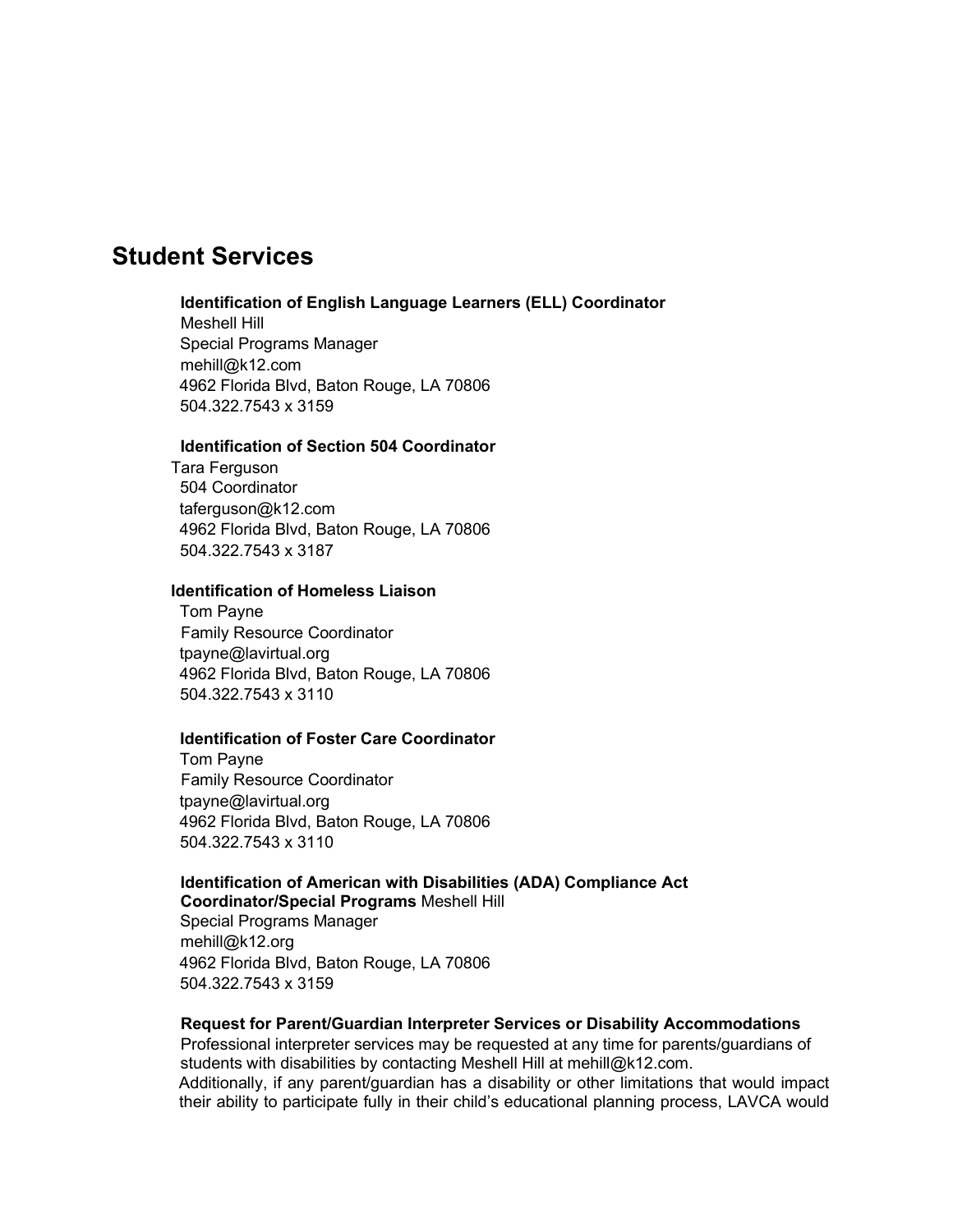## Student Services

**Identification of English Language Learners (ELL) Coordinator**
Meshell Hill
Special Programs Manager
mehill@k12.com
4962 Florida Blvd, Baton Rouge, LA 70806
504.322.7543 x 3159

**Identification of Section 504 Coordinator**
Tara Ferguson
504 Coordinator
taferguson@k12.com
4962 Florida Blvd, Baton Rouge, LA 70806
504.322.7543 x 3187

**Identification of Homeless Liaison**
Tom Payne
Family Resource Coordinator
tpayne@lavirtual.org
4962 Florida Blvd, Baton Rouge, LA 70806
504.322.7543 x 3110

**Identification of Foster Care Coordinator**
Tom Payne
Family Resource Coordinator
tpayne@lavirtual.org
4962 Florida Blvd, Baton Rouge, LA 70806
504.322.7543 x 3110

**Identification of American with Disabilities (ADA) Compliance Act Coordinator/Special Programs** Meshell Hill
Special Programs Manager
mehill@k12.org
4962 Florida Blvd, Baton Rouge, LA 70806
504.322.7543 x 3159

**Request for Parent/Guardian Interpreter Services or Disability Accommodations**
Professional interpreter services may be requested at any time for parents/guardians of students with disabilities by contacting Meshell Hill at mehill@k12.com.
Additionally, if any parent/guardian has a disability or other limitations that would impact their ability to participate fully in their child's educational planning process, LAVCA would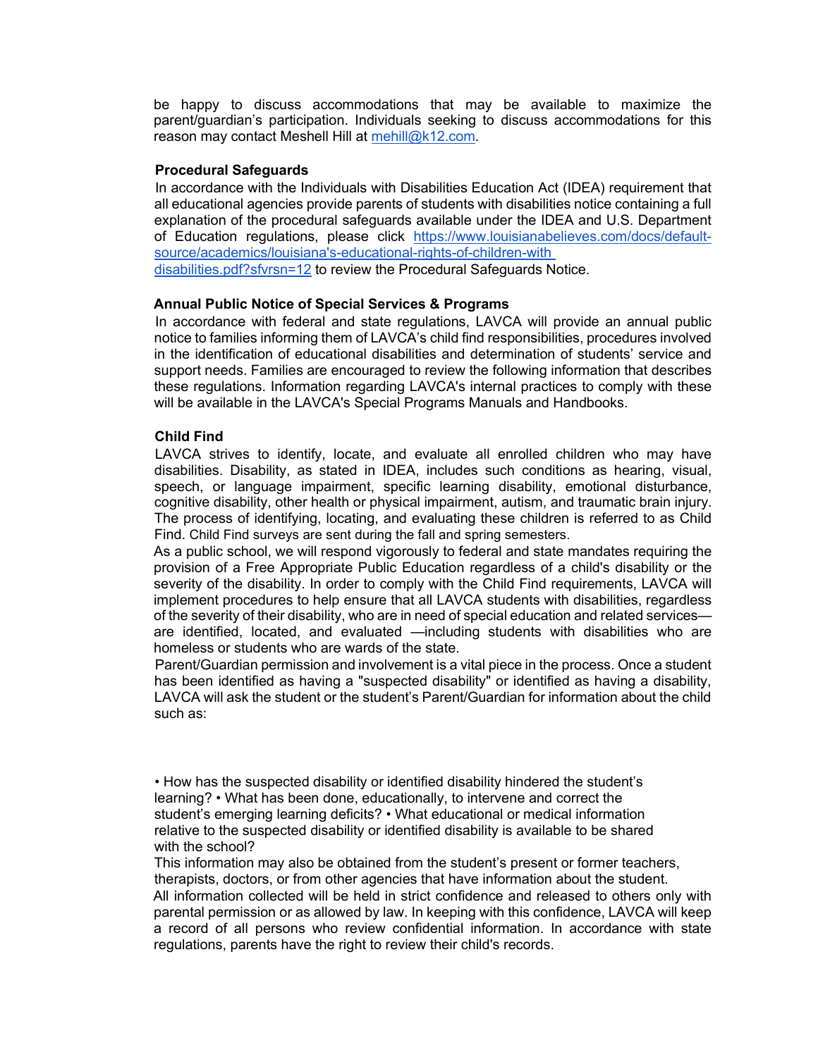be happy to discuss accommodations that may be available to maximize the parent/guardian's participation. Individuals seeking to discuss accommodations for this reason may contact Meshell Hill at [mehill@k12.com](mailto:mehill@k12.com).

**Procedural Safeguards**

In accordance with the Individuals with Disabilities Education Act (IDEA) requirement that all educational agencies provide parents of students with disabilities notice containing a full explanation of the procedural safeguards available under the IDEA and U.S. Department of Education regulations, please click [https://www.louisianabelieves.com/docs/default-source/academics/louisiana's-educational-rights-of-children-with disabilities.pdf?sfvrsn=12](https://www.louisianabelieves.com/docs/default-source/academics/louisiana's-educational-rights-of-children-with-disabilities.pdf?sfvrsn=12) to review the Procedural Safeguards Notice.

**Annual Public Notice of Special Services & Programs**

In accordance with federal and state regulations, LAVCA will provide an annual public notice to families informing them of LAVCA's child find responsibilities, procedures involved in the identification of educational disabilities and determination of students' service and support needs. Families are encouraged to review the following information that describes these regulations. Information regarding LAVCA's internal practices to comply with these will be available in the LAVCA's Special Programs Manuals and Handbooks.

**Child Find**

LAVCA strives to identify, locate, and evaluate all enrolled children who may have disabilities. Disability, as stated in IDEA, includes such conditions as hearing, visual, speech, or language impairment, specific learning disability, emotional disturbance, cognitive disability, other health or physical impairment, autism, and traumatic brain injury. The process of identifying, locating, and evaluating these children is referred to as Child Find. Child Find surveys are sent during the fall and spring semesters.

As a public school, we will respond vigorously to federal and state mandates requiring the provision of a Free Appropriate Public Education regardless of a child's disability or the severity of the disability. In order to comply with the Child Find requirements, LAVCA will implement procedures to help ensure that all LAVCA students with disabilities, regardless of the severity of their disability, who are in need of special education and related services—are identified, located, and evaluated —including students with disabilities who are homeless or students who are wards of the state.

Parent/Guardian permission and involvement is a vital piece in the process. Once a student has been identified as having a "suspected disability" or identified as having a disability, LAVCA will ask the student or the student's Parent/Guardian for information about the child such as:

• How has the suspected disability or identified disability hindered the student's learning? • What has been done, educationally, to intervene and correct the student's emerging learning deficits? • What educational or medical information relative to the suspected disability or identified disability is available to be shared with the school?

This information may also be obtained from the student's present or former teachers, therapists, doctors, or from other agencies that have information about the student.

All information collected will be held in strict confidence and released to others only with parental permission or as allowed by law. In keeping with this confidence, LAVCA will keep a record of all persons who review confidential information. In accordance with state regulations, parents have the right to review their child's records.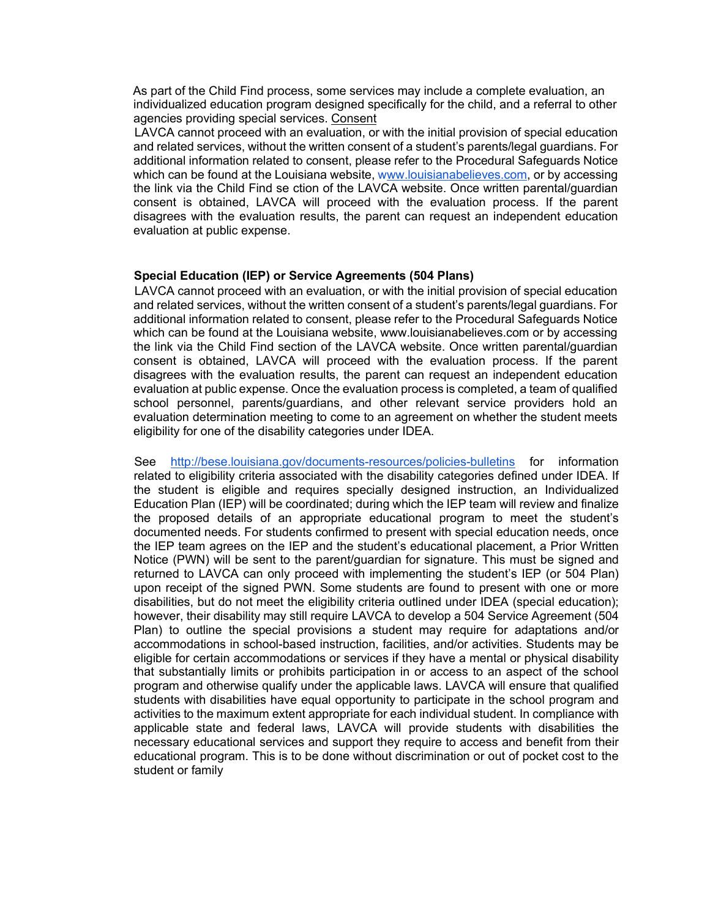As part of the Child Find process, some services may include a complete evaluation, an individualized education program designed specifically for the child, and a referral to other agencies providing special services. Consent

LAVCA cannot proceed with an evaluation, or with the initial provision of special education and related services, without the written consent of a student's parents/legal guardians. For additional information related to consent, please refer to the Procedural Safeguards Notice which can be found at the Louisiana website, www.louisianabelieves.com, or by accessing the link via the Child Find se ction of the LAVCA website. Once written parental/guardian consent is obtained, LAVCA will proceed with the evaluation process. If the parent disagrees with the evaluation results, the parent can request an independent education evaluation at public expense.

**Special Education (IEP) or Service Agreements (504 Plans)**

LAVCA cannot proceed with an evaluation, or with the initial provision of special education and related services, without the written consent of a student's parents/legal guardians. For additional information related to consent, please refer to the Procedural Safeguards Notice which can be found at the Louisiana website, www.louisianabelieves.com or by accessing the link via the Child Find section of the LAVCA website. Once written parental/guardian consent is obtained, LAVCA will proceed with the evaluation process. If the parent disagrees with the evaluation results, the parent can request an independent education evaluation at public expense. Once the evaluation process is completed, a team of qualified school personnel, parents/guardians, and other relevant service providers hold an evaluation determination meeting to come to an agreement on whether the student meets eligibility for one of the disability categories under IDEA.

See http://bese.louisiana.gov/documents-resources/policies-bulletins for information related to eligibility criteria associated with the disability categories defined under IDEA. If the student is eligible and requires specially designed instruction, an Individualized Education Plan (IEP) will be coordinated; during which the IEP team will review and finalize the proposed details of an appropriate educational program to meet the student's documented needs. For students confirmed to present with special education needs, once the IEP team agrees on the IEP and the student's educational placement, a Prior Written Notice (PWN) will be sent to the parent/guardian for signature. This must be signed and returned to LAVCA can only proceed with implementing the student's IEP (or 504 Plan) upon receipt of the signed PWN. Some students are found to present with one or more disabilities, but do not meet the eligibility criteria outlined under IDEA (special education); however, their disability may still require LAVCA to develop a 504 Service Agreement (504 Plan) to outline the special provisions a student may require for adaptations and/or accommodations in school-based instruction, facilities, and/or activities. Students may be eligible for certain accommodations or services if they have a mental or physical disability that substantially limits or prohibits participation in or access to an aspect of the school program and otherwise qualify under the applicable laws. LAVCA will ensure that qualified students with disabilities have equal opportunity to participate in the school program and activities to the maximum extent appropriate for each individual student. In compliance with applicable state and federal laws, LAVCA will provide students with disabilities the necessary educational services and support they require to access and benefit from their educational program. This is to be done without discrimination or out of pocket cost to the student or family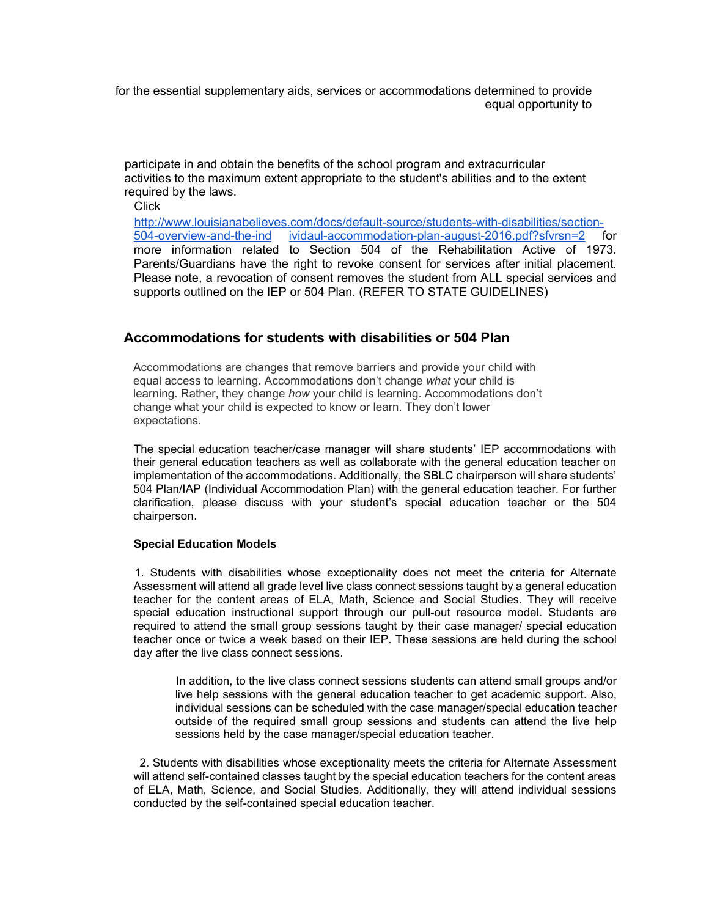for the essential supplementary aids, services or accommodations determined to provide equal opportunity to

participate in and obtain the benefits of the school program and extracurricular activities to the maximum extent appropriate to the student's abilities and to the extent required by the laws.

Click [http://www.louisianabelieves.com/docs/default-source/students-with-disabilities/section-504-overview-and-the-ind ividaul-accommodation-plan-august-2016.pdf?sfvrsn=2](http://www.louisianabelieves.com/docs/default-source/students-with-disabilities/section-504-overview-and-the-individaul-accommodation-plan-august-2016.pdf?sfvrsn=2) for more information related to Section 504 of the Rehabilitation Active of 1973. Parents/Guardians have the right to revoke consent for services after initial placement. Please note, a revocation of consent removes the student from ALL special services and supports outlined on the IEP or 504 Plan. (REFER TO STATE GUIDELINES)

## Accommodations for students with disabilities or 504 Plan

Accommodations are changes that remove barriers and provide your child with equal access to learning. Accommodations don't change *what* your child is learning. Rather, they change *how* your child is learning. Accommodations don't change what your child is expected to know or learn. They don't lower expectations.

The special education teacher/case manager will share students' IEP accommodations with their general education teachers as well as collaborate with the general education teacher on implementation of the accommodations. Additionally, the SBLC chairperson will share students' 504 Plan/IAP (Individual Accommodation Plan) with the general education teacher. For further clarification, please discuss with your student's special education teacher or the 504 chairperson.

**Special Education Models**

1. Students with disabilities whose exceptionality does not meet the criteria for Alternate Assessment will attend all grade level live class connect sessions taught by a general education teacher for the content areas of ELA, Math, Science and Social Studies. They will receive special education instructional support through our pull-out resource model. Students are required to attend the small group sessions taught by their case manager/ special education teacher once or twice a week based on their IEP. These sessions are held during the school day after the live class connect sessions.

   In addition, to the live class connect sessions students can attend small groups and/or live help sessions with the general education teacher to get academic support. Also, individual sessions can be scheduled with the case manager/special education teacher outside of the required small group sessions and students can attend the live help sessions held by the case manager/special education teacher.

2. Students with disabilities whose exceptionality meets the criteria for Alternate Assessment will attend self-contained classes taught by the special education teachers for the content areas of ELA, Math, Science, and Social Studies. Additionally, they will attend individual sessions conducted by the self-contained special education teacher.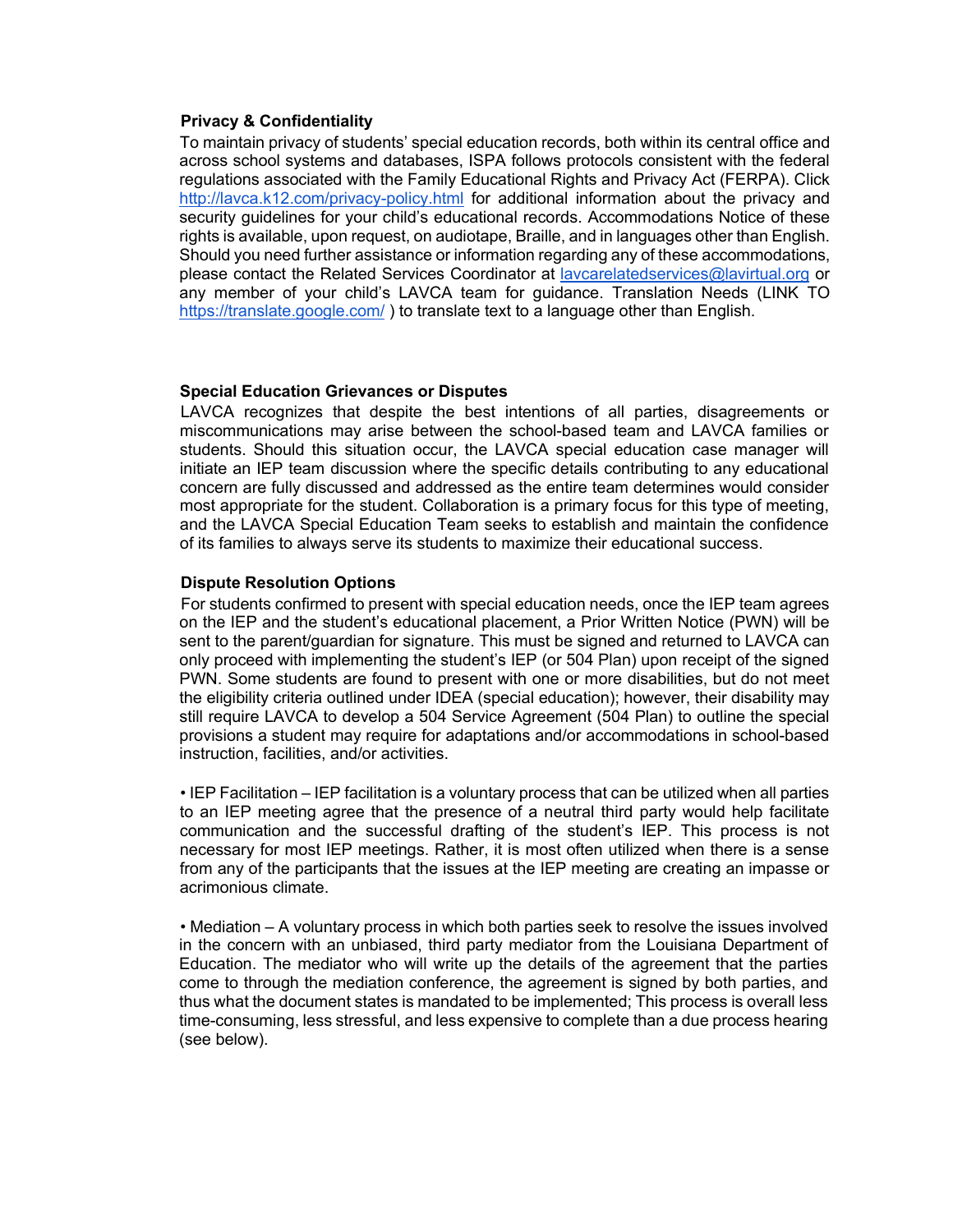### Privacy & Confidentiality

To maintain privacy of students' special education records, both within its central office and across school systems and databases, ISPA follows protocols consistent with the federal regulations associated with the Family Educational Rights and Privacy Act (FERPA). Click http://lavca.k12.com/privacy-policy.html for additional information about the privacy and security guidelines for your child's educational records. Accommodations Notice of these rights is available, upon request, on audiotape, Braille, and in languages other than English. Should you need further assistance or information regarding any of these accommodations, please contact the Related Services Coordinator at lavcarelatedservices@lavirtual.org or any member of your child's LAVCA team for guidance. Translation Needs (LINK TO https://translate.google.com/ ) to translate text to a language other than English.

### Special Education Grievances or Disputes

LAVCA recognizes that despite the best intentions of all parties, disagreements or miscommunications may arise between the school-based team and LAVCA families or students. Should this situation occur, the LAVCA special education case manager will initiate an IEP team discussion where the specific details contributing to any educational concern are fully discussed and addressed as the entire team determines would consider most appropriate for the student. Collaboration is a primary focus for this type of meeting, and the LAVCA Special Education Team seeks to establish and maintain the confidence of its families to always serve its students to maximize their educational success.

### Dispute Resolution Options

For students confirmed to present with special education needs, once the IEP team agrees on the IEP and the student's educational placement, a Prior Written Notice (PWN) will be sent to the parent/guardian for signature. This must be signed and returned to LAVCA can only proceed with implementing the student's IEP (or 504 Plan) upon receipt of the signed PWN. Some students are found to present with one or more disabilities, but do not meet the eligibility criteria outlined under IDEA (special education); however, their disability may still require LAVCA to develop a 504 Service Agreement (504 Plan) to outline the special provisions a student may require for adaptations and/or accommodations in school-based instruction, facilities, and/or activities.

• IEP Facilitation – IEP facilitation is a voluntary process that can be utilized when all parties to an IEP meeting agree that the presence of a neutral third party would help facilitate communication and the successful drafting of the student's IEP. This process is not necessary for most IEP meetings. Rather, it is most often utilized when there is a sense from any of the participants that the issues at the IEP meeting are creating an impasse or acrimonious climate.

• Mediation – A voluntary process in which both parties seek to resolve the issues involved in the concern with an unbiased, third party mediator from the Louisiana Department of Education. The mediator who will write up the details of the agreement that the parties come to through the mediation conference, the agreement is signed by both parties, and thus what the document states is mandated to be implemented; This process is overall less time-consuming, less stressful, and less expensive to complete than a due process hearing (see below).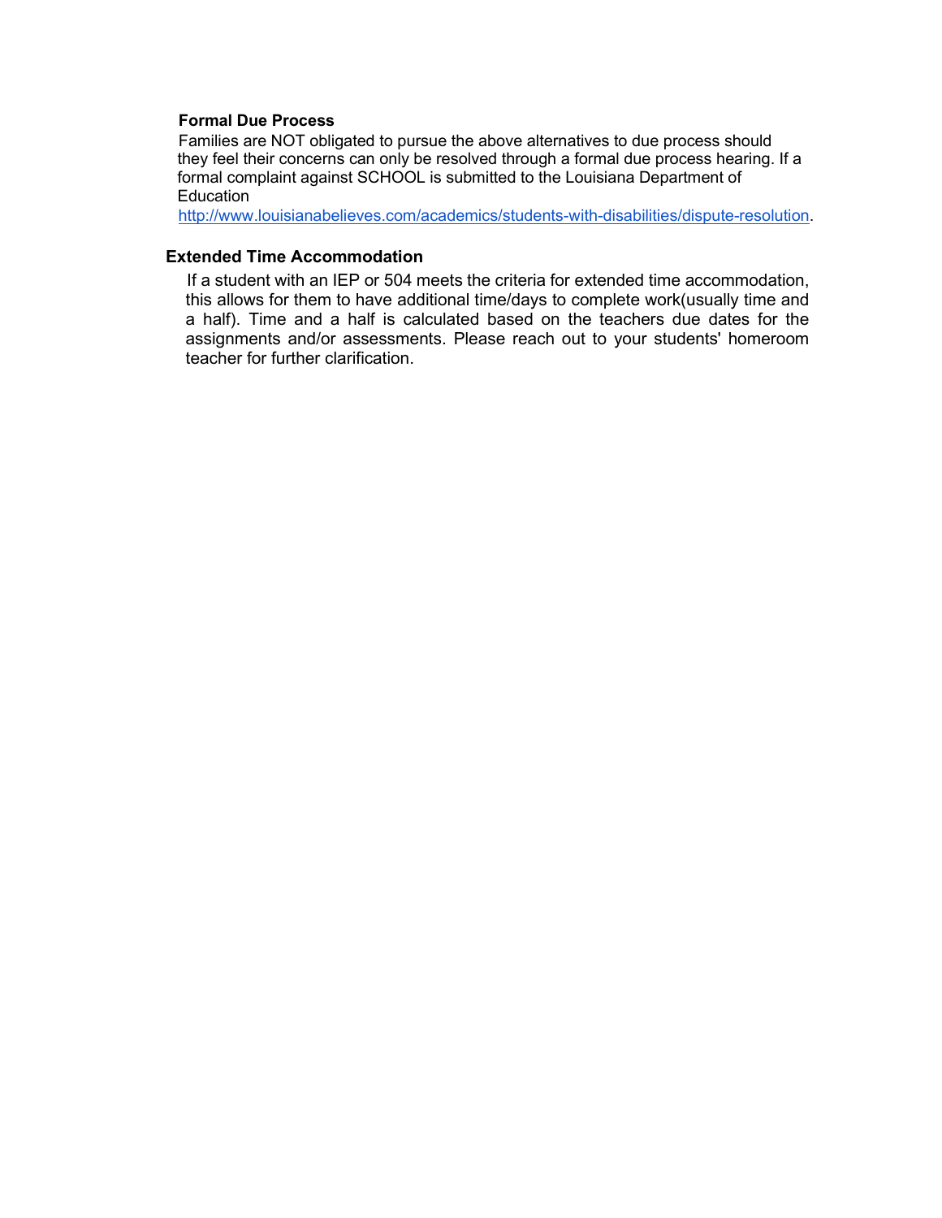### Formal Due Process

Families are NOT obligated to pursue the above alternatives to due process should they feel their concerns can only be resolved through a formal due process hearing. If a formal complaint against SCHOOL is submitted to the Louisiana Department of Education
[http://www.louisianabelieves.com/academics/students-with-disabilities/dispute-resolution](http://www.louisianabelieves.com/academics/students-with-disabilities/dispute-resolution).

### Extended Time Accommodation

If a student with an IEP or 504 meets the criteria for extended time accommodation, this allows for them to have additional time/days to complete work(usually time and a half). Time and a half is calculated based on the teachers due dates for the assignments and/or assessments. Please reach out to your students' homeroom teacher for further clarification.